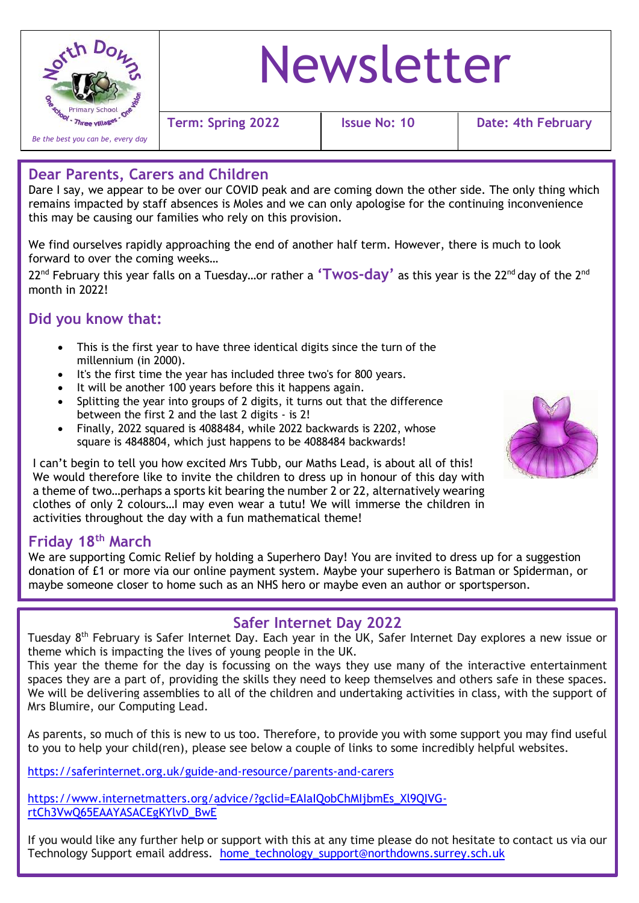North Downs Primary School – One school – Three villages – One vision

*Be the best you can be, every day*

# Newsletter

**Term: Spring 2022** | **Issue No: 10** | **Date: 4th February**

## Dear Parents, Carers and Children

Dare I say, we appear to be over our COVID peak and are coming down the other side. The only thing which remains impacted by staff absences is Moles and we can only apologise for the continuing inconvenience this may be causing our families who rely on this provision.

We find ourselves rapidly approaching the end of another half term. However, there is much to look forward to over the coming weeks…

22nd February this year falls on a Tuesday…or rather a **'Twos-day'** as this year is the 22nd day of the 2nd month in 2022!

## Did you know that:

- This is the first year to have three identical digits since the turn of the millennium (in 2000).
- It's the first time the year has included three two's for 800 years.
- It will be another 100 years before this it happens again.
- Splitting the year into groups of 2 digits, it turns out that the difference between the first 2 and the last 2 digits - is 2!
- Finally, 2022 squared is 4088484, while 2022 backwards is 2202, whose square is 4848804, which just happens to be 4088484 backwards!

I can't begin to tell you how excited Mrs Tubb, our Maths Lead, is about all of this! We would therefore like to invite the children to dress up in honour of this day with a theme of two…perhaps a sports kit bearing the number 2 or 22, alternatively wearing clothes of only 2 colours…I may even wear a tutu! We will immerse the children in activities throughout the day with a fun mathematical theme!

## Friday 18th March

We are supporting Comic Relief by holding a Superhero Day! You are invited to dress up for a suggestion donation of £1 or more via our online payment system. Maybe your superhero is Batman or Spiderman, or maybe someone closer to home such as an NHS hero or maybe even an author or sportsperson.

## Safer Internet Day 2022

Tuesday 8th February is Safer Internet Day. Each year in the UK, Safer Internet Day explores a new issue or theme which is impacting the lives of young people in the UK.

This year the theme for the day is focussing on the ways they use many of the interactive entertainment spaces they are a part of, providing the skills they need to keep themselves and others safe in these spaces. We will be delivering assemblies to all of the children and undertaking activities in class, with the support of Mrs Blumire, our Computing Lead.

As parents, so much of this is new to us too. Therefore, to provide you with some support you may find useful to you to help your child(ren), please see below a couple of links to some incredibly helpful websites.

https://saferinternet.org.uk/guide-and-resource/parents-and-carers

https://www.internetmatters.org/advice/?gclid=EAIaIQobChMIjbmEs_Xl9QIVG-rtCh3VwQ65EAAYASACEgKYlvD_BwE

If you would like any further help or support with this at any time please do not hesitate to contact us via our Technology Support email address. home_technology_support@northdowns.surrey.sch.uk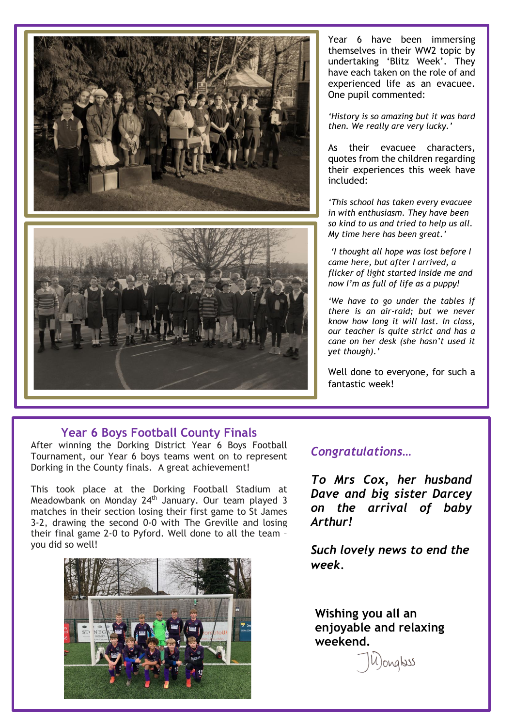Year 6 have been immersing themselves in their WW2 topic by undertaking 'Blitz Week'. They have each taken on the role of and experienced life as an evacuee. One pupil commented:

*'History is so amazing but it was hard then. We really are very lucky.'*

As their evacuee characters, quotes from the children regarding their experiences this week have included:

*'This school has taken every evacuee in with enthusiasm. They have been so kind to us and tried to help us all. My time here has been great.'*

*'I thought all hope was lost before I came here, but after I arrived, a flicker of light started inside me and now I'm as full of life as a puppy!*

*'We have to go under the tables if there is an air-raid; but we never know how long it will last. In class, our teacher is quite strict and has a cane on her desk (she hasn't used it yet though).'*

Well done to everyone, for such a fantastic week!

## Year 6 Boys Football County Finals

After winning the Dorking District Year 6 Boys Football Tournament, our Year 6 boys teams went on to represent Dorking in the County finals. A great achievement!

This took place at the Dorking Football Stadium at Meadowbank on Monday 24th January. Our team played 3 matches in their section losing their first game to St James 3-2, drawing the second 0-0 with The Greville and losing their final game 2-0 to Pyford. Well done to all the team – you did so well!

## *Congratulations…*

***To Mrs Cox, her husband Dave and big sister Darcey on the arrival of baby Arthur!***

***Such lovely news to end the week.***

**Wishing you all an enjoyable and relaxing weekend.**

J Douglass